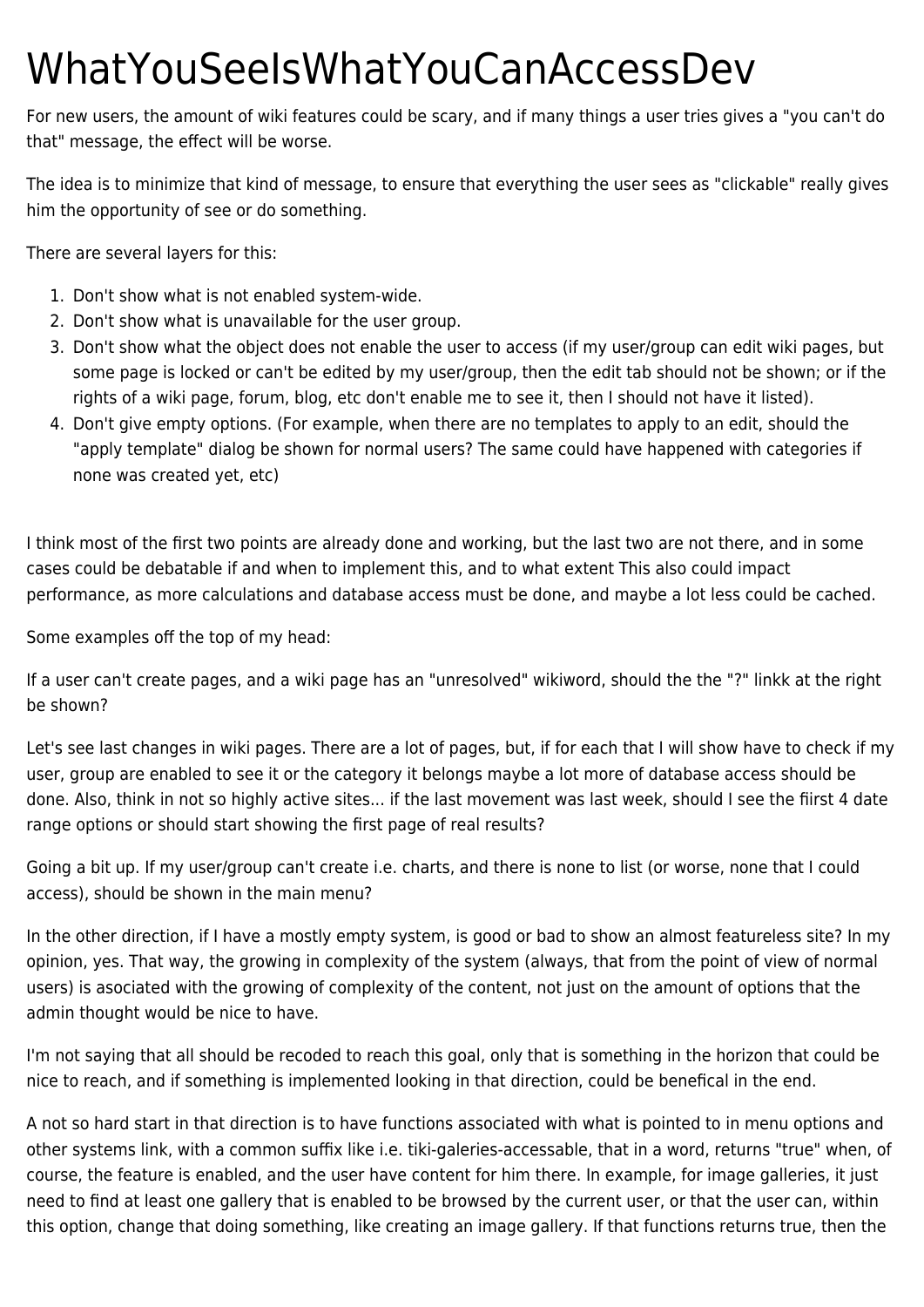# WhatYouSeeIsWhatYouCanAccessDev

For new users, the amount of wiki features could be scary, and if many things a user tries gives a "you can't do that" message, the effect will be worse.

The idea is to minimize that kind of message, to ensure that everything the user sees as "clickable" really gives him the opportunity of see or do something.

There are several layers for this:

1. Don't show what is not enabled system-wide.
2. Don't show what is unavailable for the user group.
3. Don't show what the object does not enable the user to access (if my user/group can edit wiki pages, but some page is locked or can't be edited by my user/group, then the edit tab should not be shown; or if the rights of a wiki page, forum, blog, etc don't enable me to see it, then I should not have it listed).
4. Don't give empty options. (For example, when there are no templates to apply to an edit, should the "apply template" dialog be shown for normal users? The same could have happened with categories if none was created yet, etc)

I think most of the first two points are already done and working, but the last two are not there, and in some cases could be debatable if and when to implement this, and to what extent This also could impact performance, as more calculations and database access must be done, and maybe a lot less could be cached.

Some examples off the top of my head:

If a user can't create pages, and a wiki page has an "unresolved" wikiword, should the the "?" linkk at the right be shown?

Let's see last changes in wiki pages. There are a lot of pages, but, if for each that I will show have to check if my user, group are enabled to see it or the category it belongs maybe a lot more of database access should be done. Also, think in not so highly active sites... if the last movement was last week, should I see the fiirst 4 date range options or should start showing the first page of real results?

Going a bit up. If my user/group can't create i.e. charts, and there is none to list (or worse, none that I could access), should be shown in the main menu?

In the other direction, if I have a mostly empty system, is good or bad to show an almost featureless site? In my opinion, yes. That way, the growing in complexity of the system (always, that from the point of view of normal users) is asociated with the growing of complexity of the content, not just on the amount of options that the admin thought would be nice to have.

I'm not saying that all should be recoded to reach this goal, only that is something in the horizon that could be nice to reach, and if something is implemented looking in that direction, could be benefical in the end.

A not so hard start in that direction is to have functions associated with what is pointed to in menu options and other systems link, with a common suffix like i.e. tiki-galeries-accessable, that in a word, returns "true" when, of course, the feature is enabled, and the user have content for him there. In example, for image galleries, it just need to find at least one gallery that is enabled to be browsed by the current user, or that the user can, within this option, change that doing something, like creating an image gallery. If that functions returns true, then the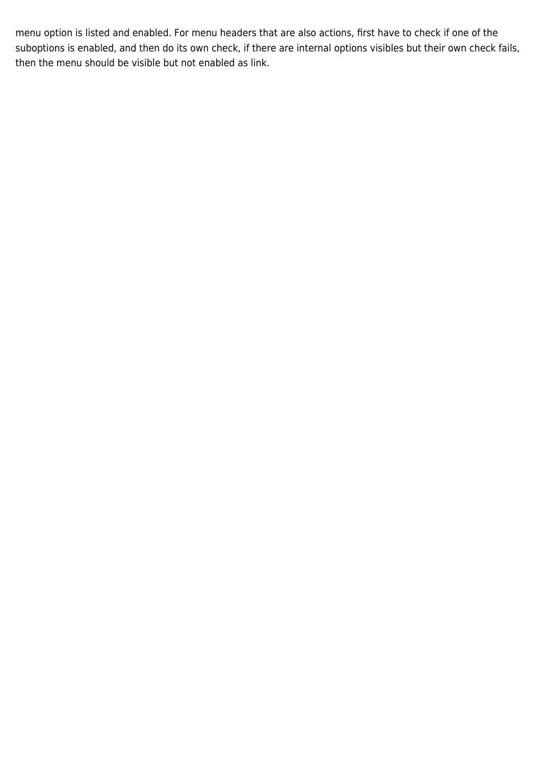menu option is listed and enabled. For menu headers that are also actions, first have to check if one of the suboptions is enabled, and then do its own check, if there are internal options visibles but their own check fails, then the menu should be visible but not enabled as link.